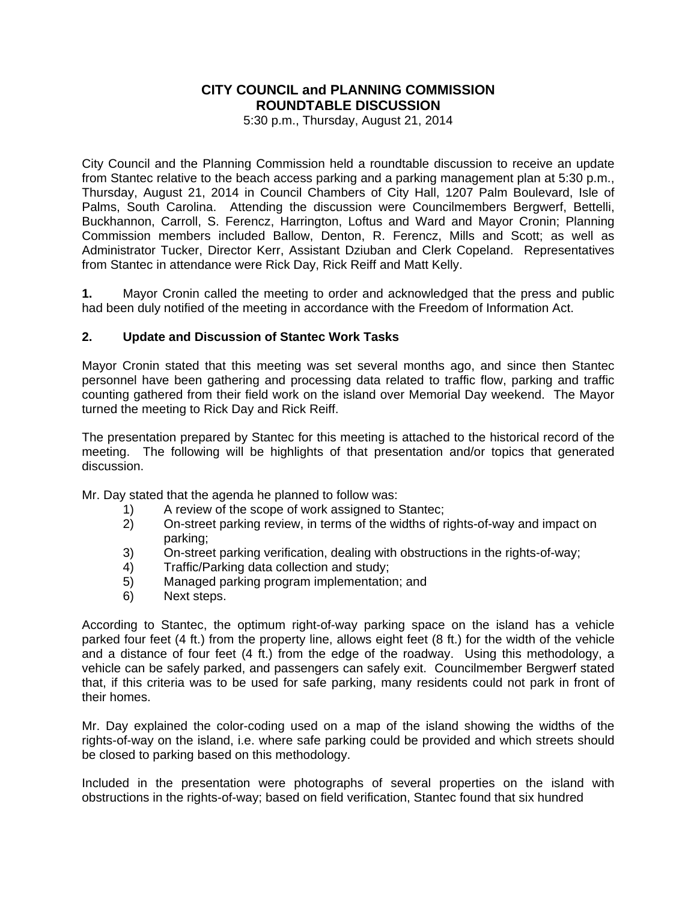# CITY COUNCIL and PLANNING COMMISSION
# ROUNDTABLE DISCUSSION

5:30 p.m., Thursday, August 21, 2014

City Council and the Planning Commission held a roundtable discussion to receive an update from Stantec relative to the beach access parking and a parking management plan at 5:30 p.m., Thursday, August 21, 2014 in Council Chambers of City Hall, 1207 Palm Boulevard, Isle of Palms, South Carolina. Attending the discussion were Councilmembers Bergwerf, Bettelli, Buckhannon, Carroll, S. Ferencz, Harrington, Loftus and Ward and Mayor Cronin; Planning Commission members included Ballow, Denton, R. Ferencz, Mills and Scott; as well as Administrator Tucker, Director Kerr, Assistant Dziuban and Clerk Copeland. Representatives from Stantec in attendance were Rick Day, Rick Reiff and Matt Kelly.

**1.** Mayor Cronin called the meeting to order and acknowledged that the press and public had been duly notified of the meeting in accordance with the Freedom of Information Act.

**2. Update and Discussion of Stantec Work Tasks**

Mayor Cronin stated that this meeting was set several months ago, and since then Stantec personnel have been gathering and processing data related to traffic flow, parking and traffic counting gathered from their field work on the island over Memorial Day weekend. The Mayor turned the meeting to Rick Day and Rick Reiff.

The presentation prepared by Stantec for this meeting is attached to the historical record of the meeting. The following will be highlights of that presentation and/or topics that generated discussion.

Mr. Day stated that the agenda he planned to follow was:

1) A review of the scope of work assigned to Stantec;
2) On-street parking review, in terms of the widths of rights-of-way and impact on parking;
3) On-street parking verification, dealing with obstructions in the rights-of-way;
4) Traffic/Parking data collection and study;
5) Managed parking program implementation; and
6) Next steps.

According to Stantec, the optimum right-of-way parking space on the island has a vehicle parked four feet (4 ft.) from the property line, allows eight feet (8 ft.) for the width of the vehicle and a distance of four feet (4 ft.) from the edge of the roadway. Using this methodology, a vehicle can be safely parked, and passengers can safely exit. Councilmember Bergwerf stated that, if this criteria was to be used for safe parking, many residents could not park in front of their homes.

Mr. Day explained the color-coding used on a map of the island showing the widths of the rights-of-way on the island, i.e. where safe parking could be provided and which streets should be closed to parking based on this methodology.

Included in the presentation were photographs of several properties on the island with obstructions in the rights-of-way; based on field verification, Stantec found that six hundred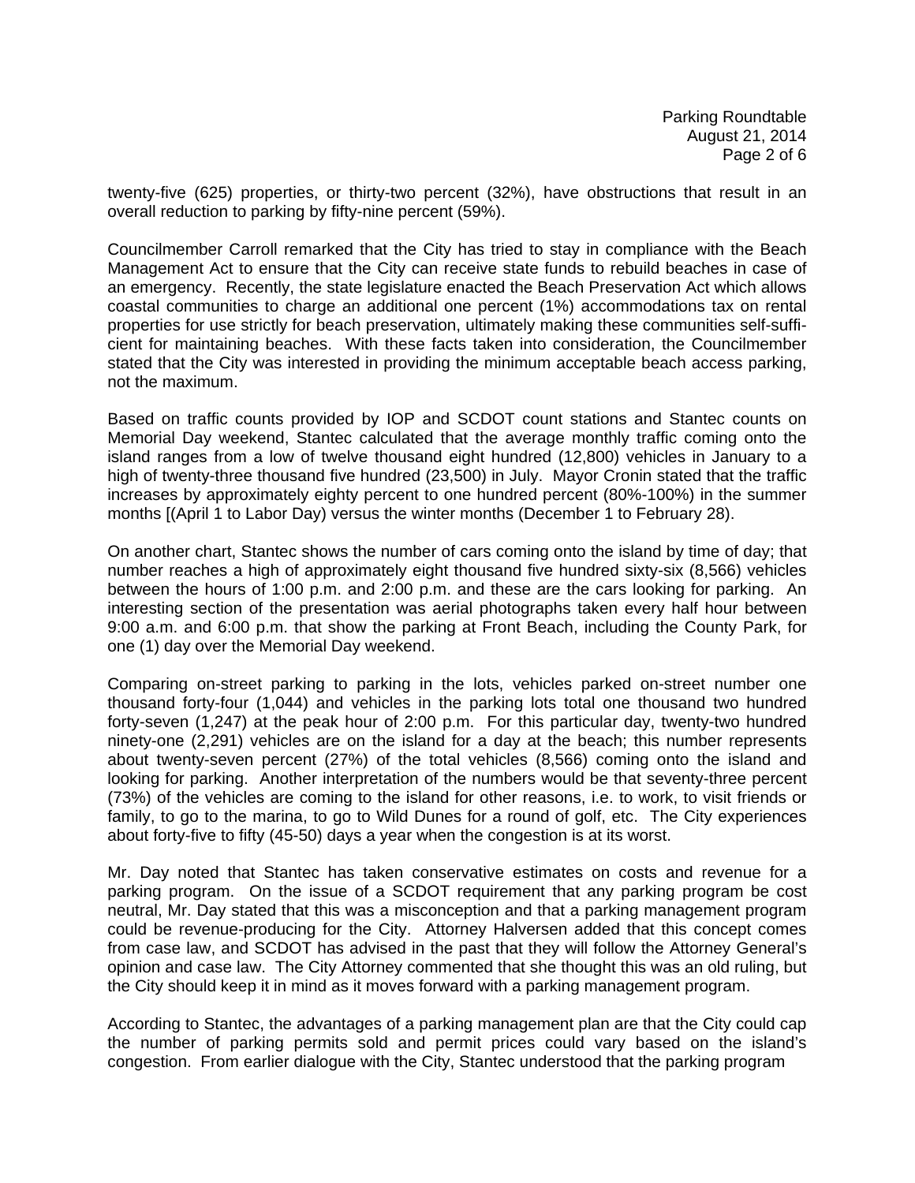twenty-five (625) properties, or thirty-two percent (32%), have obstructions that result in an overall reduction to parking by fifty-nine percent (59%).

Councilmember Carroll remarked that the City has tried to stay in compliance with the Beach Management Act to ensure that the City can receive state funds to rebuild beaches in case of an emergency. Recently, the state legislature enacted the Beach Preservation Act which allows coastal communities to charge an additional one percent (1%) accommodations tax on rental properties for use strictly for beach preservation, ultimately making these communities self-sufficient for maintaining beaches. With these facts taken into consideration, the Councilmember stated that the City was interested in providing the minimum acceptable beach access parking, not the maximum.

Based on traffic counts provided by IOP and SCDOT count stations and Stantec counts on Memorial Day weekend, Stantec calculated that the average monthly traffic coming onto the island ranges from a low of twelve thousand eight hundred (12,800) vehicles in January to a high of twenty-three thousand five hundred (23,500) in July. Mayor Cronin stated that the traffic increases by approximately eighty percent to one hundred percent (80%-100%) in the summer months [(April 1 to Labor Day) versus the winter months (December 1 to February 28).

On another chart, Stantec shows the number of cars coming onto the island by time of day; that number reaches a high of approximately eight thousand five hundred sixty-six (8,566) vehicles between the hours of 1:00 p.m. and 2:00 p.m. and these are the cars looking for parking. An interesting section of the presentation was aerial photographs taken every half hour between 9:00 a.m. and 6:00 p.m. that show the parking at Front Beach, including the County Park, for one (1) day over the Memorial Day weekend.

Comparing on-street parking to parking in the lots, vehicles parked on-street number one thousand forty-four (1,044) and vehicles in the parking lots total one thousand two hundred forty-seven (1,247) at the peak hour of 2:00 p.m. For this particular day, twenty-two hundred ninety-one (2,291) vehicles are on the island for a day at the beach; this number represents about twenty-seven percent (27%) of the total vehicles (8,566) coming onto the island and looking for parking. Another interpretation of the numbers would be that seventy-three percent (73%) of the vehicles are coming to the island for other reasons, i.e. to work, to visit friends or family, to go to the marina, to go to Wild Dunes for a round of golf, etc. The City experiences about forty-five to fifty (45-50) days a year when the congestion is at its worst.

Mr. Day noted that Stantec has taken conservative estimates on costs and revenue for a parking program. On the issue of a SCDOT requirement that any parking program be cost neutral, Mr. Day stated that this was a misconception and that a parking management program could be revenue-producing for the City. Attorney Halversen added that this concept comes from case law, and SCDOT has advised in the past that they will follow the Attorney General's opinion and case law. The City Attorney commented that she thought this was an old ruling, but the City should keep it in mind as it moves forward with a parking management program.

According to Stantec, the advantages of a parking management plan are that the City could cap the number of parking permits sold and permit prices could vary based on the island's congestion. From earlier dialogue with the City, Stantec understood that the parking program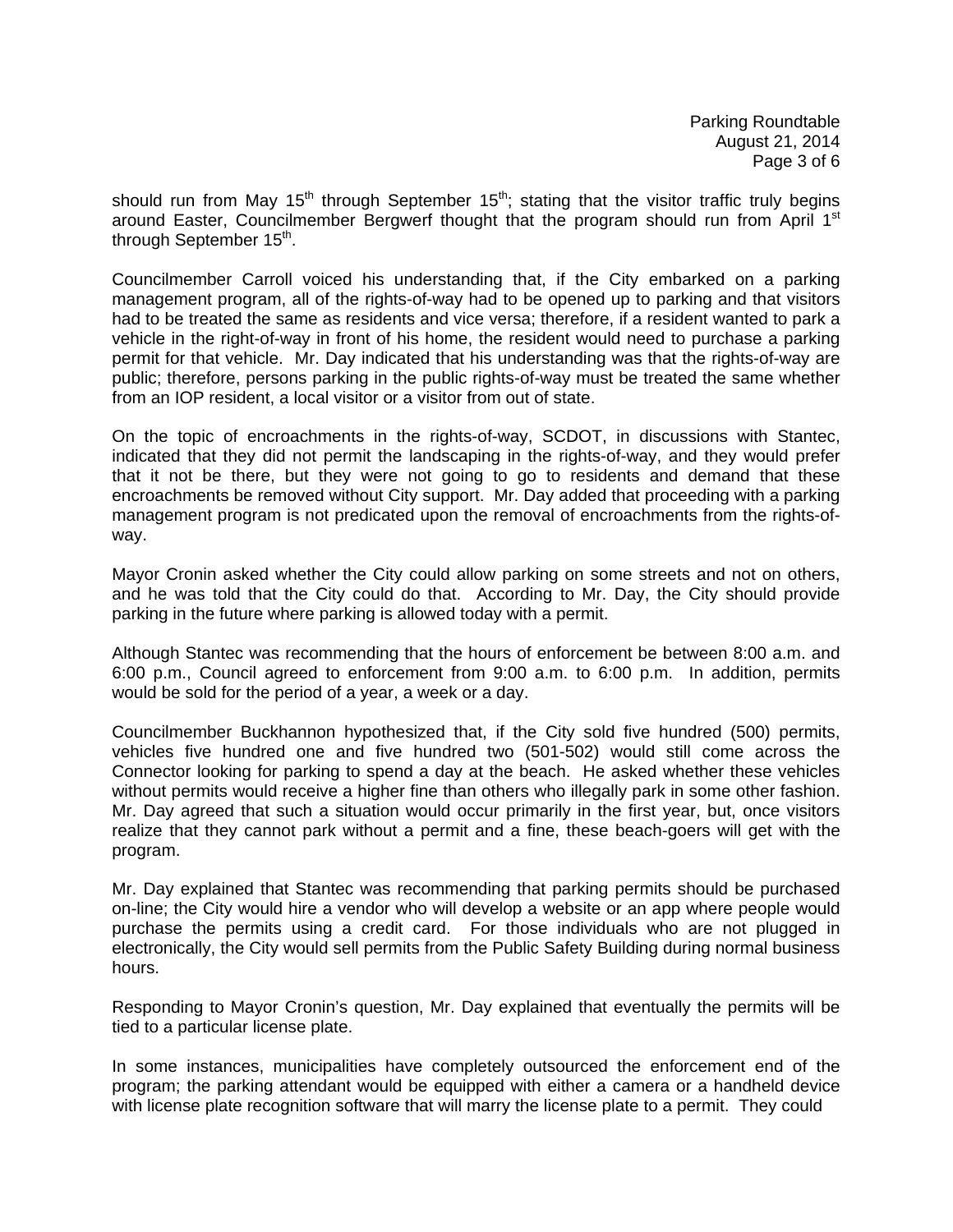should run from May 15th through September 15th; stating that the visitor traffic truly begins around Easter, Councilmember Bergwerf thought that the program should run from April 1st through September 15th.

Councilmember Carroll voiced his understanding that, if the City embarked on a parking management program, all of the rights-of-way had to be opened up to parking and that visitors had to be treated the same as residents and vice versa; therefore, if a resident wanted to park a vehicle in the right-of-way in front of his home, the resident would need to purchase a parking permit for that vehicle. Mr. Day indicated that his understanding was that the rights-of-way are public; therefore, persons parking in the public rights-of-way must be treated the same whether from an IOP resident, a local visitor or a visitor from out of state.

On the topic of encroachments in the rights-of-way, SCDOT, in discussions with Stantec, indicated that they did not permit the landscaping in the rights-of-way, and they would prefer that it not be there, but they were not going to go to residents and demand that these encroachments be removed without City support. Mr. Day added that proceeding with a parking management program is not predicated upon the removal of encroachments from the rights-of-way.

Mayor Cronin asked whether the City could allow parking on some streets and not on others, and he was told that the City could do that. According to Mr. Day, the City should provide parking in the future where parking is allowed today with a permit.

Although Stantec was recommending that the hours of enforcement be between 8:00 a.m. and 6:00 p.m., Council agreed to enforcement from 9:00 a.m. to 6:00 p.m. In addition, permits would be sold for the period of a year, a week or a day.

Councilmember Buckhannon hypothesized that, if the City sold five hundred (500) permits, vehicles five hundred one and five hundred two (501-502) would still come across the Connector looking for parking to spend a day at the beach. He asked whether these vehicles without permits would receive a higher fine than others who illegally park in some other fashion. Mr. Day agreed that such a situation would occur primarily in the first year, but, once visitors realize that they cannot park without a permit and a fine, these beach-goers will get with the program.

Mr. Day explained that Stantec was recommending that parking permits should be purchased on-line; the City would hire a vendor who will develop a website or an app where people would purchase the permits using a credit card. For those individuals who are not plugged in electronically, the City would sell permits from the Public Safety Building during normal business hours.

Responding to Mayor Cronin's question, Mr. Day explained that eventually the permits will be tied to a particular license plate.

In some instances, municipalities have completely outsourced the enforcement end of the program; the parking attendant would be equipped with either a camera or a handheld device with license plate recognition software that will marry the license plate to a permit. They could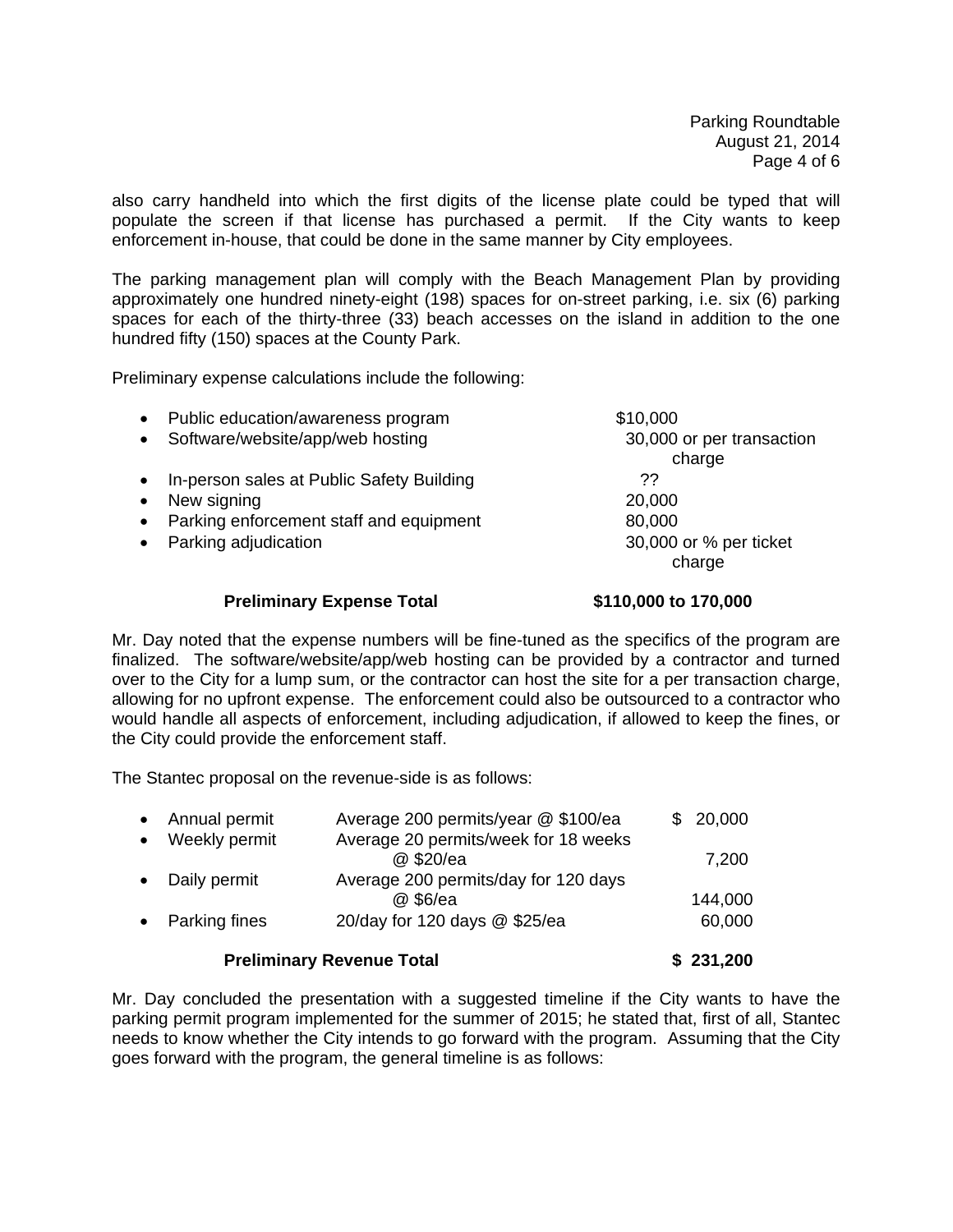also carry handheld into which the first digits of the license plate could be typed that will populate the screen if that license has purchased a permit. If the City wants to keep enforcement in-house, that could be done in the same manner by City employees.

The parking management plan will comply with the Beach Management Plan by providing approximately one hundred ninety-eight (198) spaces for on-street parking, i.e. six (6) parking spaces for each of the thirty-three (33) beach accesses on the island in addition to the one hundred fifty (150) spaces at the County Park.

Preliminary expense calculations include the following:

| Item | Amount |
|---|---|
| • Public education/awareness program | $10,000 |
| • Software/website/app/web hosting | 30,000 or per transaction charge |
| • In-person sales at Public Safety Building | ?? |
| • New signing | 20,000 |
| • Parking enforcement staff and equipment | 80,000 |
| • Parking adjudication | 30,000 or % per ticket charge |
| **Preliminary Expense Total** | **$110,000 to 170,000** |

Mr. Day noted that the expense numbers will be fine-tuned as the specifics of the program are finalized. The software/website/app/web hosting can be provided by a contractor and turned over to the City for a lump sum, or the contractor can host the site for a per transaction charge, allowing for no upfront expense. The enforcement could also be outsourced to a contractor who would handle all aspects of enforcement, including adjudication, if allowed to keep the fines, or the City could provide the enforcement staff.

The Stantec proposal on the revenue-side is as follows:

| Item | Basis | Amount |
|---|---|---|
| • Annual permit | Average 200 permits/year @ $100/ea | $ 20,000 |
| • Weekly permit | Average 20 permits/week for 18 weeks @ $20/ea | 7,200 |
| • Daily permit | Average 200 permits/day for 120 days @ $6/ea | 144,000 |
| • Parking fines | 20/day for 120 days @ $25/ea | 60,000 |
| **Preliminary Revenue Total** | | **$ 231,200** |

Mr. Day concluded the presentation with a suggested timeline if the City wants to have the parking permit program implemented for the summer of 2015; he stated that, first of all, Stantec needs to know whether the City intends to go forward with the program. Assuming that the City goes forward with the program, the general timeline is as follows: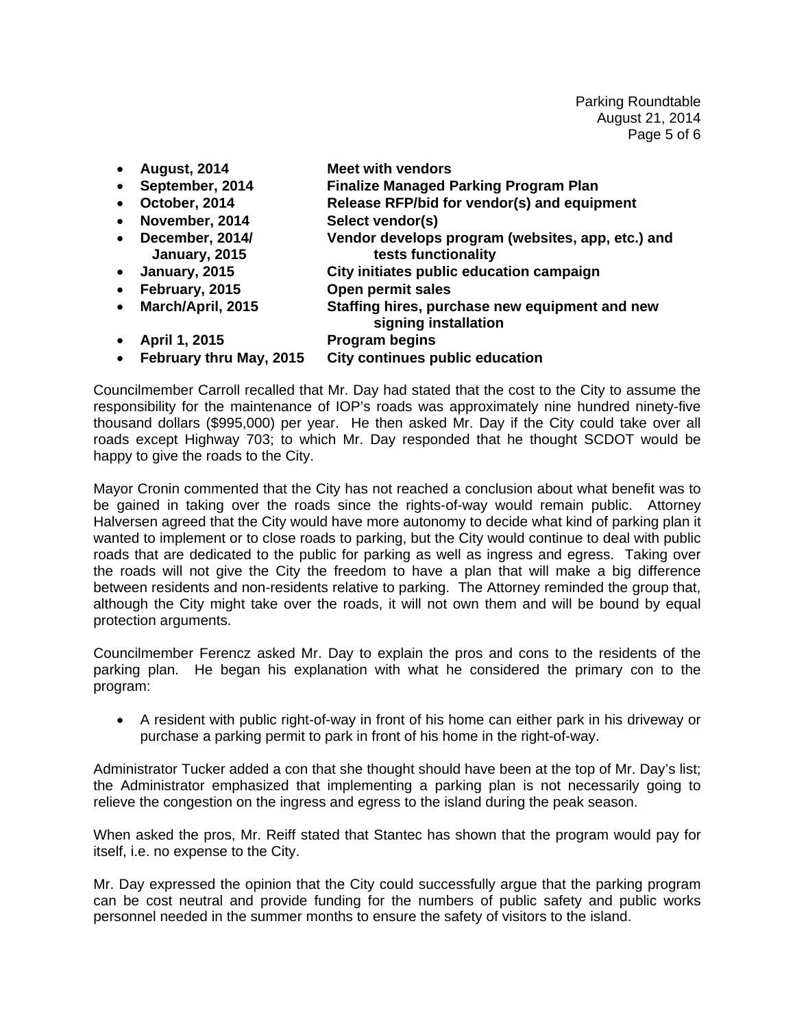- **August, 2014** **Meet with vendors**
- **September, 2014** **Finalize Managed Parking Program Plan**
- **October, 2014** **Release RFP/bid for vendor(s) and equipment**
- **November, 2014** **Select vendor(s)**
- **December, 2014/ January, 2015** **Vendor develops program (websites, app, etc.) and tests functionality**
- **January, 2015** **City initiates public education campaign**
- **February, 2015** **Open permit sales**
- **March/April, 2015** **Staffing hires, purchase new equipment and new signing installation**
- **April 1, 2015** **Program begins**
- **February thru May, 2015** **City continues public education**

Councilmember Carroll recalled that Mr. Day had stated that the cost to the City to assume the responsibility for the maintenance of IOP's roads was approximately nine hundred ninety-five thousand dollars ($995,000) per year. He then asked Mr. Day if the City could take over all roads except Highway 703; to which Mr. Day responded that he thought SCDOT would be happy to give the roads to the City.

Mayor Cronin commented that the City has not reached a conclusion about what benefit was to be gained in taking over the roads since the rights-of-way would remain public. Attorney Halversen agreed that the City would have more autonomy to decide what kind of parking plan it wanted to implement or to close roads to parking, but the City would continue to deal with public roads that are dedicated to the public for parking as well as ingress and egress. Taking over the roads will not give the City the freedom to have a plan that will make a big difference between residents and non-residents relative to parking. The Attorney reminded the group that, although the City might take over the roads, it will not own them and will be bound by equal protection arguments.

Councilmember Ferencz asked Mr. Day to explain the pros and cons to the residents of the parking plan. He began his explanation with what he considered the primary con to the program:

- A resident with public right-of-way in front of his home can either park in his driveway or purchase a parking permit to park in front of his home in the right-of-way.

Administrator Tucker added a con that she thought should have been at the top of Mr. Day's list; the Administrator emphasized that implementing a parking plan is not necessarily going to relieve the congestion on the ingress and egress to the island during the peak season.

When asked the pros, Mr. Reiff stated that Stantec has shown that the program would pay for itself, i.e. no expense to the City.

Mr. Day expressed the opinion that the City could successfully argue that the parking program can be cost neutral and provide funding for the numbers of public safety and public works personnel needed in the summer months to ensure the safety of visitors to the island.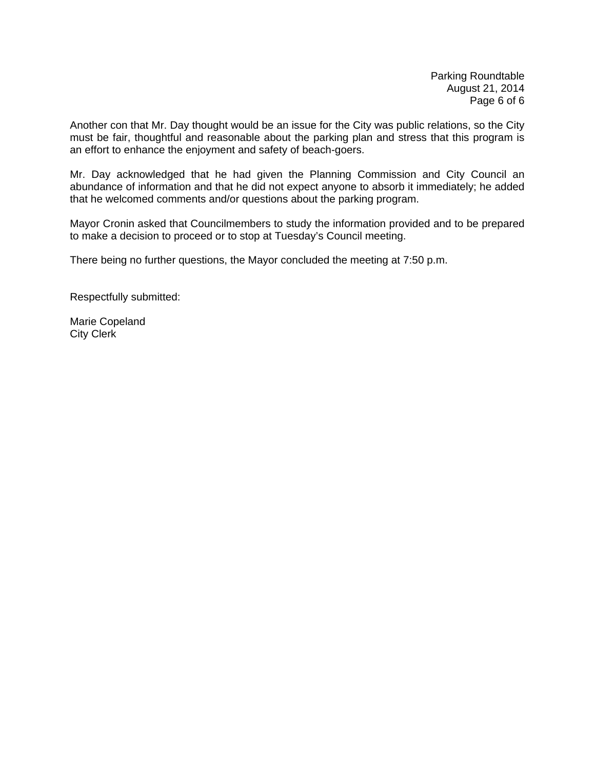Another con that Mr. Day thought would be an issue for the City was public relations, so the City must be fair, thoughtful and reasonable about the parking plan and stress that this program is an effort to enhance the enjoyment and safety of beach-goers.

Mr. Day acknowledged that he had given the Planning Commission and City Council an abundance of information and that he did not expect anyone to absorb it immediately; he added that he welcomed comments and/or questions about the parking program.

Mayor Cronin asked that Councilmembers to study the information provided and to be prepared to make a decision to proceed or to stop at Tuesday's Council meeting.

There being no further questions, the Mayor concluded the meeting at 7:50 p.m.

Respectfully submitted:

Marie Copeland
City Clerk